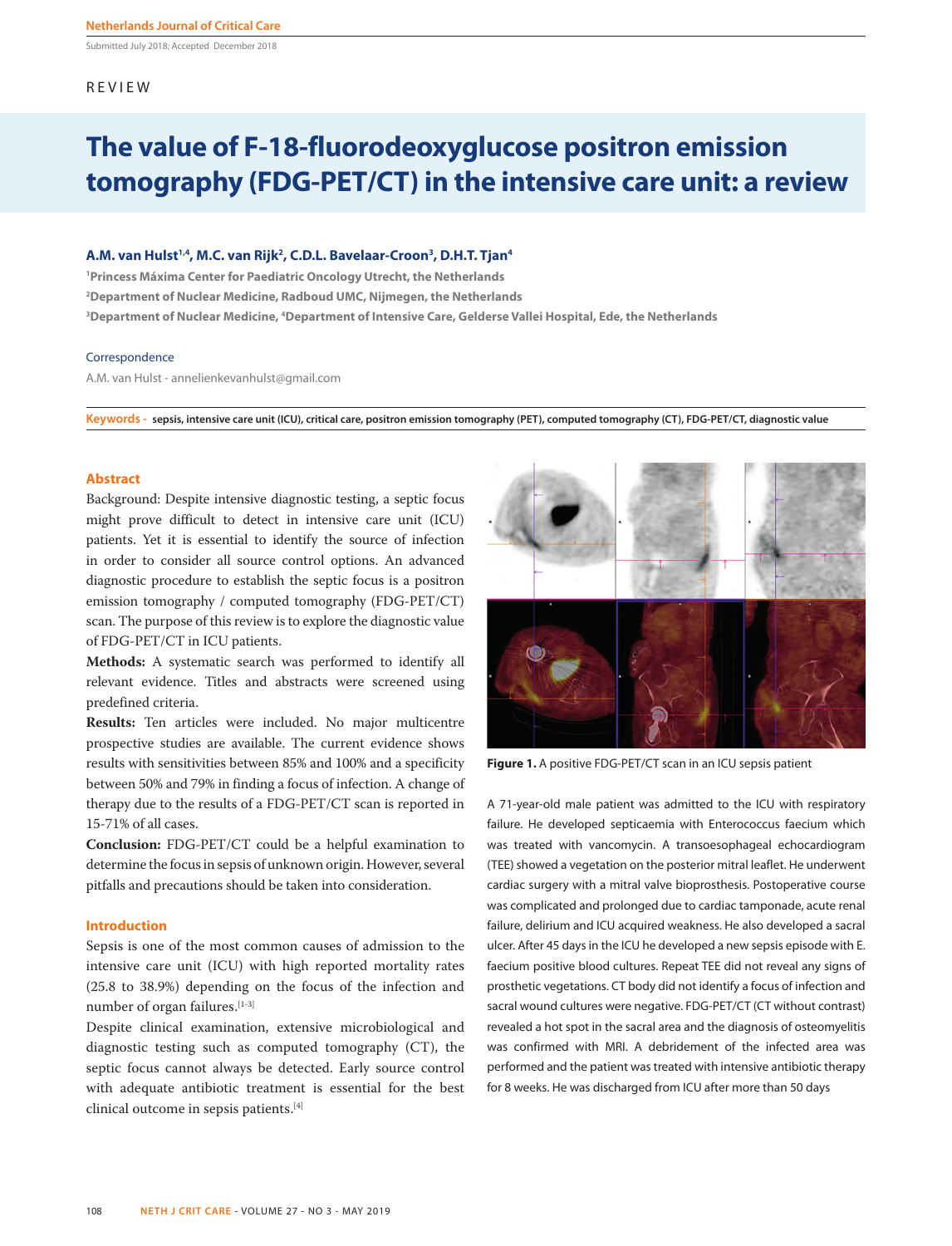Submitted July 2018; Accepted December 2018

REVIEW

# The value of F-18-fluorodeoxyglucose positron emission tomography (FDG-PET/CT) in the intensive care unit: a review

**A.M. van Hulst[1,4], M.C. van Rijk[2], C.D.L. Bavelaar-Croon[3], D.H.T. Tjan[4]**

[1]Princess Máxima Center for Paediatric Oncology Utrecht, the Netherlands
[2]Department of Nuclear Medicine, Radboud UMC, Nijmegen, the Netherlands
[3]Department of Nuclear Medicine, [4]Department of Intensive Care, Gelderse Vallei Hospital, Ede, the Netherlands

Correspondence

A.M. van Hulst - annelienkevanhulst@gmail.com

**Keywords -** sepsis, intensive care unit (ICU), critical care, positron emission tomography (PET), computed tomography (CT), FDG-PET/CT, diagnostic value

## Abstract

Background: Despite intensive diagnostic testing, a septic focus might prove difficult to detect in intensive care unit (ICU) patients. Yet it is essential to identify the source of infection in order to consider all source control options. An advanced diagnostic procedure to establish the septic focus is a positron emission tomography / computed tomography (FDG-PET/CT) scan. The purpose of this review is to explore the diagnostic value of FDG-PET/CT in ICU patients.

**Methods:** A systematic search was performed to identify all relevant evidence. Titles and abstracts were screened using predefined criteria.

**Results:** Ten articles were included. No major multicentre prospective studies are available. The current evidence shows results with sensitivities between 85% and 100% and a specificity between 50% and 79% in finding a focus of infection. A change of therapy due to the results of a FDG-PET/CT scan is reported in 15-71% of all cases.

**Conclusion:** FDG-PET/CT could be a helpful examination to determine the focus in sepsis of unknown origin. However, several pitfalls and precautions should be taken into consideration.

## Introduction

Sepsis is one of the most common causes of admission to the intensive care unit (ICU) with high reported mortality rates (25.8 to 38.9%) depending on the focus of the infection and number of organ failures.[1-3]

Despite clinical examination, extensive microbiological and diagnostic testing such as computed tomography (CT), the septic focus cannot always be detected. Early source control with adequate antibiotic treatment is essential for the best clinical outcome in sepsis patients.[4]

**Figure 1.** A positive FDG-PET/CT scan in an ICU sepsis patient

A 71-year-old male patient was admitted to the ICU with respiratory failure. He developed septicaemia with Enterococcus faecium which was treated with vancomycin. A transoesophageal echocardiogram (TEE) showed a vegetation on the posterior mitral leaflet. He underwent cardiac surgery with a mitral valve bioprosthesis. Postoperative course was complicated and prolonged due to cardiac tamponade, acute renal failure, delirium and ICU acquired weakness. He also developed a sacral ulcer. After 45 days in the ICU he developed a new sepsis episode with E. faecium positive blood cultures. Repeat TEE did not reveal any signs of prosthetic vegetations. CT body did not identify a focus of infection and sacral wound cultures were negative. FDG-PET/CT (CT without contrast) revealed a hot spot in the sacral area and the diagnosis of osteomyelitis was confirmed with MRI. A debridement of the infected area was performed and the patient was treated with intensive antibiotic therapy for 8 weeks. He was discharged from ICU after more than 50 days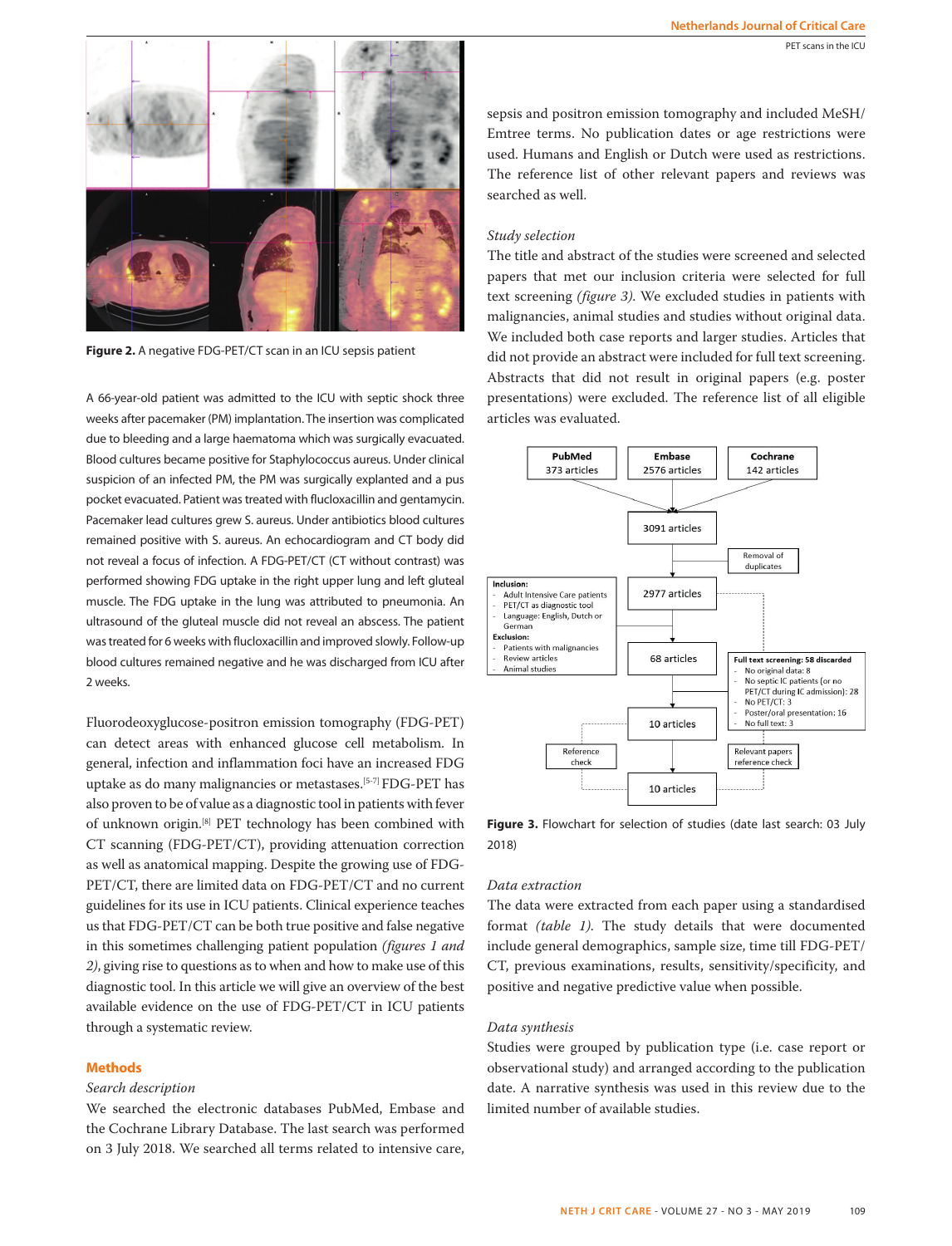Figure 2. A negative FDG-PET/CT scan in an ICU sepsis patient

A 66-year-old patient was admitted to the ICU with septic shock three weeks after pacemaker (PM) implantation. The insertion was complicated due to bleeding and a large haematoma which was surgically evacuated. Blood cultures became positive for Staphylococcus aureus. Under clinical suspicion of an infected PM, the PM was surgically explanted and a pus pocket evacuated. Patient was treated with flucloxacillin and gentamycin. Pacemaker lead cultures grew S. aureus. Under antibiotics blood cultures remained positive with S. aureus. An echocardiogram and CT body did not reveal a focus of infection. A FDG-PET/CT (CT without contrast) was performed showing FDG uptake in the right upper lung and left gluteal muscle. The FDG uptake in the lung was attributed to pneumonia. An ultrasound of the gluteal muscle did not reveal an abscess. The patient was treated for 6 weeks with flucloxacillin and improved slowly. Follow-up blood cultures remained negative and he was discharged from ICU after 2 weeks.

Fluorodeoxyglucose-positron emission tomography (FDG-PET) can detect areas with enhanced glucose cell metabolism. In general, infection and inflammation foci have an increased FDG uptake as do many malignancies or metastases.[5-7] FDG-PET has also proven to be of value as a diagnostic tool in patients with fever of unknown origin.[8] PET technology has been combined with CT scanning (FDG-PET/CT), providing attenuation correction as well as anatomical mapping. Despite the growing use of FDG-PET/CT, there are limited data on FDG-PET/CT and no current guidelines for its use in ICU patients. Clinical experience teaches us that FDG-PET/CT can be both true positive and false negative in this sometimes challenging patient population *(figures 1 and 2)*, giving rise to questions as to when and how to make use of this diagnostic tool. In this article we will give an overview of the best available evidence on the use of FDG-PET/CT in ICU patients through a systematic review.

## Methods

### *Search description*

We searched the electronic databases PubMed, Embase and the Cochrane Library Database. The last search was performed on 3 July 2018. We searched all terms related to intensive care, sepsis and positron emission tomography and included MeSH/Emtree terms. No publication dates or age restrictions were used. Humans and English or Dutch were used as restrictions. The reference list of other relevant papers and reviews was searched as well.

### *Study selection*

The title and abstract of the studies were screened and selected papers that met our inclusion criteria were selected for full text screening *(figure 3)*. We excluded studies in patients with malignancies, animal studies and studies without original data. We included both case reports and larger studies. Articles that did not provide an abstract were included for full text screening. Abstracts that did not result in original papers (e.g. poster presentations) were excluded. The reference list of all eligible articles was evaluated.

PubMed 373 articles; Embase 2576 articles; Cochrane 142 articles → 3091 articles → Removal of duplicates → 2977 articles → 68 articles → 10 articles → (Reference check; Relevant papers reference check) → 10 articles

Inclusion:
- Adult Intensive Care patients
- PET/CT as diagnostic tool
- Language: English, Dutch or German

Exclusion:
- Patients with malignancies
- Review articles
- Animal studies

Full text screening: 58 discarded
- No original data: 8
- No septic IC patients (or no PET/CT during IC admission): 28
- No PET/CT: 3
- Poster/oral presentation: 16
- No full text: 3

Figure 3. Flowchart for selection of studies (date last search: 03 July 2018)

### *Data extraction*

The data were extracted from each paper using a standardised format *(table 1)*. The study details that were documented include general demographics, sample size, time till FDG-PET/CT, previous examinations, results, sensitivity/specificity, and positive and negative predictive value when possible.

### *Data synthesis*

Studies were grouped by publication type (i.e. case report or observational study) and arranged according to the publication date. A narrative synthesis was used in this review due to the limited number of available studies.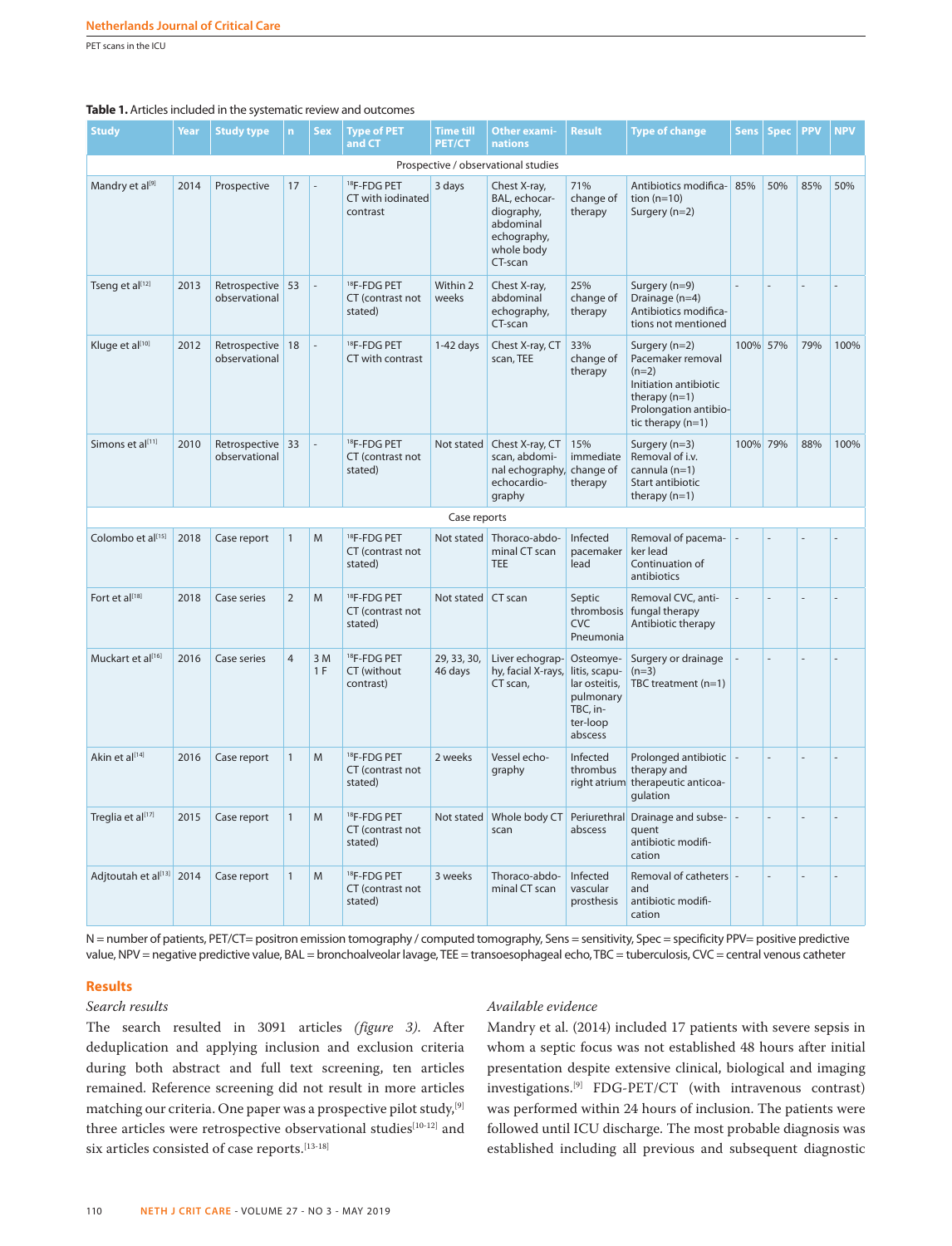**Table 1.** Articles included in the systematic review and outcomes

| Study | Year | Study type | n | Sex | Type of PET and CT | Time till PET/CT | Other examinations | Result | Type of change | Sens | Spec | PPV | NPV |
|---|---|---|---|---|---|---|---|---|---|---|---|---|---|
| Prospective / observational studies | | | | | | | | | | | | | |
| Mandry et al[9] | 2014 | Prospective | 17 | - | $^{18}$F-FDG PET CT with iodinated contrast | 3 days | Chest X-ray, BAL, echocardiography, abdominal echography, whole body CT-scan | 71% change of therapy | Antibiotics modification (n=10) Surgery (n=2) | 85% | 50% | 85% | 50% |
| Tseng et al[12] | 2013 | Retrospective observational | 53 | - | $^{18}$F-FDG PET CT (contrast not stated) | Within 2 weeks | Chest X-ray, abdominal echography, CT-scan | 25% change of therapy | Surgery (n=9) Drainage (n=4) Antibiotics modifications not mentioned | - | - | - | - |
| Kluge et al[10] | 2012 | Retrospective observational | 18 | - | $^{18}$F-FDG PET CT with contrast | 1-42 days | Chest X-ray, CT scan, TEE | 33% change of therapy | Surgery (n=2) Pacemaker removal (n=2) Initiation antibiotic therapy (n=1) Prolongation antibiotic therapy (n=1) | 100% | 57% | 79% | 100% |
| Simons et al[11] | 2010 | Retrospective observational | 33 | - | $^{18}$F-FDG PET CT (contrast not stated) | Not stated | Chest X-ray, CT scan, abdominal echography, echocardiography | 15% immediate change of therapy | Surgery (n=3) Removal of i.v. cannula (n=1) Start antibiotic therapy (n=1) | 100% | 79% | 88% | 100% |
| Case reports | | | | | | | | | | | | | |
| Colombo et al[15] | 2018 | Case report | 1 | M | $^{18}$F-FDG PET CT (contrast not stated) | Not stated | Thoraco-abdominal CT scan TEE | Infected pacemaker lead | Removal of pacemaker lead Continuation of antibiotics | - | - | - | - |
| Fort et al[18] | 2018 | Case series | 2 | M | $^{18}$F-FDG PET CT (contrast not stated) | Not stated | CT scan | Septic thrombosis CVC Pneumonia | Removal CVC, antifungal therapy Antibiotic therapy | - | - | - | - |
| Muckart et al[16] | 2016 | Case series | 4 | 3 M 1 F | $^{18}$F-FDG PET CT (without contrast) | 29, 33, 30, 46 days | Liver echography, facial X-rays, CT scan, | Osteomyelitis, scapular osteitis, pulmonary TBC, inter-loop abscess | Surgery or drainage (n=3) TBC treatment (n=1) | - | - | - | - |
| Akin et al[14] | 2016 | Case report | 1 | M | $^{18}$F-FDG PET CT (contrast not stated) | 2 weeks | Vessel echography | Infected thrombus right atrium | Prolonged antibiotic therapy and therapeutic anticoagulation | - | - | - | - |
| Treglia et al[17] | 2015 | Case report | 1 | M | $^{18}$F-FDG PET CT (contrast not stated) | Not stated | Whole body CT scan | Periurethral abscess | Drainage and subsequent antibiotic modification | - | - | - | - |
| Adjtoutah et al[13] | 2014 | Case report | 1 | M | $^{18}$F-FDG PET CT (contrast not stated) | 3 weeks | Thoraco-abdominal CT scan | Infected vascular prosthesis | Removal of catheters and antibiotic modification | - | - | - | - |

N = number of patients, PET/CT= positron emission tomography / computed tomography, Sens = sensitivity, Spec = specificity PPV= positive predictive value, NPV = negative predictive value, BAL = bronchoalveolar lavage, TEE = transoesophageal echo, TBC = tuberculosis, CVC = central venous catheter

## Results

### *Search results*

The search resulted in 3091 articles *(figure 3)*. After deduplication and applying inclusion and exclusion criteria during both abstract and full text screening, ten articles remained. Reference screening did not result in more articles matching our criteria. One paper was a prospective pilot study,[9] three articles were retrospective observational studies[10-12] and six articles consisted of case reports.[13-18]

### *Available evidence*

Mandry et al. (2014) included 17 patients with severe sepsis in whom a septic focus was not established 48 hours after initial presentation despite extensive clinical, biological and imaging investigations.[9] FDG-PET/CT (with intravenous contrast) was performed within 24 hours of inclusion. The patients were followed until ICU discharge. The most probable diagnosis was established including all previous and subsequent diagnostic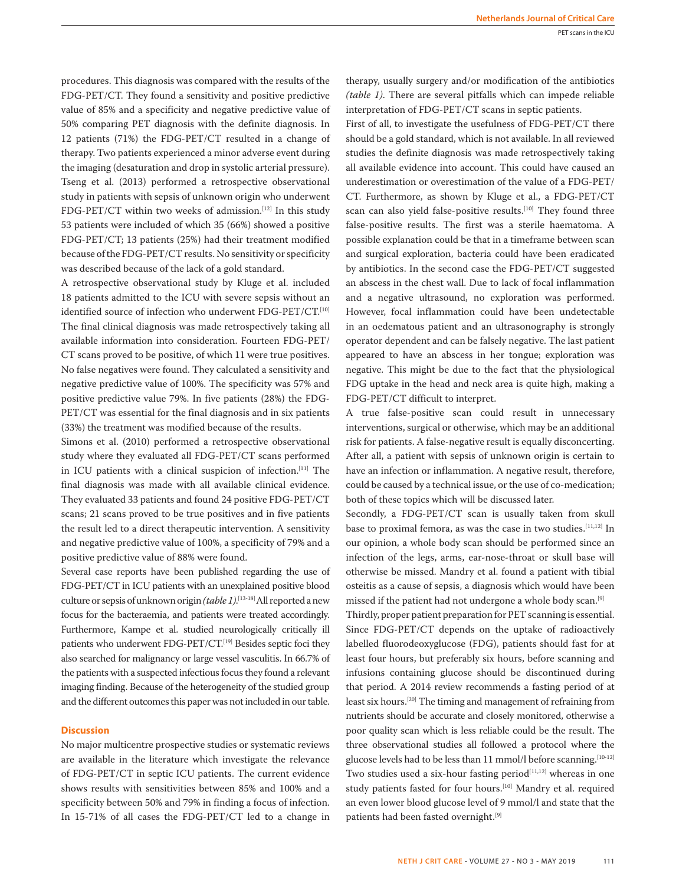procedures. This diagnosis was compared with the results of the FDG-PET/CT. They found a sensitivity and positive predictive value of 85% and a specificity and negative predictive value of 50% comparing PET diagnosis with the definite diagnosis. In 12 patients (71%) the FDG-PET/CT resulted in a change of therapy. Two patients experienced a minor adverse event during the imaging (desaturation and drop in systolic arterial pressure).

Tseng et al. (2013) performed a retrospective observational study in patients with sepsis of unknown origin who underwent FDG-PET/CT within two weeks of admission.[12] In this study 53 patients were included of which 35 (66%) showed a positive FDG-PET/CT; 13 patients (25%) had their treatment modified because of the FDG-PET/CT results. No sensitivity or specificity was described because of the lack of a gold standard.

A retrospective observational study by Kluge et al. included 18 patients admitted to the ICU with severe sepsis without an identified source of infection who underwent FDG-PET/CT.[10] The final clinical diagnosis was made retrospectively taking all available information into consideration. Fourteen FDG-PET/CT scans proved to be positive, of which 11 were true positives. No false negatives were found. They calculated a sensitivity and negative predictive value of 100%. The specificity was 57% and positive predictive value 79%. In five patients (28%) the FDG-PET/CT was essential for the final diagnosis and in six patients (33%) the treatment was modified because of the results.

Simons et al. (2010) performed a retrospective observational study where they evaluated all FDG-PET/CT scans performed in ICU patients with a clinical suspicion of infection.[11] The final diagnosis was made with all available clinical evidence. They evaluated 33 patients and found 24 positive FDG-PET/CT scans; 21 scans proved to be true positives and in five patients the result led to a direct therapeutic intervention. A sensitivity and negative predictive value of 100%, a specificity of 79% and a positive predictive value of 88% were found.

Several case reports have been published regarding the use of FDG-PET/CT in ICU patients with an unexplained positive blood culture or sepsis of unknown origin *(table 1)*.[13-18] All reported a new focus for the bacteraemia, and patients were treated accordingly. Furthermore, Kampe et al. studied neurologically critically ill patients who underwent FDG-PET/CT.[19] Besides septic foci they also searched for malignancy or large vessel vasculitis. In 66.7% of the patients with a suspected infectious focus they found a relevant imaging finding. Because of the heterogeneity of the studied group and the different outcomes this paper was not included in our table.

## Discussion

No major multicentre prospective studies or systematic reviews are available in the literature which investigate the relevance of FDG-PET/CT in septic ICU patients. The current evidence shows results with sensitivities between 85% and 100% and a specificity between 50% and 79% in finding a focus of infection. In 15-71% of all cases the FDG-PET/CT led to a change in therapy, usually surgery and/or modification of the antibiotics *(table 1)*. There are several pitfalls which can impede reliable interpretation of FDG-PET/CT scans in septic patients.

First of all, to investigate the usefulness of FDG-PET/CT there should be a gold standard, which is not available. In all reviewed studies the definite diagnosis was made retrospectively taking all available evidence into account. This could have caused an underestimation or overestimation of the value of a FDG-PET/CT. Furthermore, as shown by Kluge et al., a FDG-PET/CT scan can also yield false-positive results.[10] They found three false-positive results. The first was a sterile haematoma. A possible explanation could be that in a timeframe between scan and surgical exploration, bacteria could have been eradicated by antibiotics. In the second case the FDG-PET/CT suggested an abscess in the chest wall. Due to lack of focal inflammation and a negative ultrasound, no exploration was performed. However, focal inflammation could have been undetectable in an oedematous patient and an ultrasonography is strongly operator dependent and can be falsely negative. The last patient appeared to have an abscess in her tongue; exploration was negative. This might be due to the fact that the physiological FDG uptake in the head and neck area is quite high, making a FDG-PET/CT difficult to interpret.

A true false-positive scan could result in unnecessary interventions, surgical or otherwise, which may be an additional risk for patients. A false-negative result is equally disconcerting. After all, a patient with sepsis of unknown origin is certain to have an infection or inflammation. A negative result, therefore, could be caused by a technical issue, or the use of co-medication; both of these topics which will be discussed later.

Secondly, a FDG-PET/CT scan is usually taken from skull base to proximal femora, as was the case in two studies.[11,12] In our opinion, a whole body scan should be performed since an infection of the legs, arms, ear-nose-throat or skull base will otherwise be missed. Mandry et al. found a patient with tibial osteitis as a cause of sepsis, a diagnosis which would have been missed if the patient had not undergone a whole body scan.[9]

Thirdly, proper patient preparation for PET scanning is essential. Since FDG-PET/CT depends on the uptake of radioactively labelled fluorodeoxyglucose (FDG), patients should fast for at least four hours, but preferably six hours, before scanning and infusions containing glucose should be discontinued during that period. A 2014 review recommends a fasting period of at least six hours.[20] The timing and management of refraining from nutrients should be accurate and closely monitored, otherwise a poor quality scan which is less reliable could be the result. The three observational studies all followed a protocol where the glucose levels had to be less than 11 mmol/l before scanning.[10-12] Two studies used a six-hour fasting period[11,12] whereas in one study patients fasted for four hours.[10] Mandry et al. required an even lower blood glucose level of 9 mmol/l and state that the patients had been fasted overnight.[9]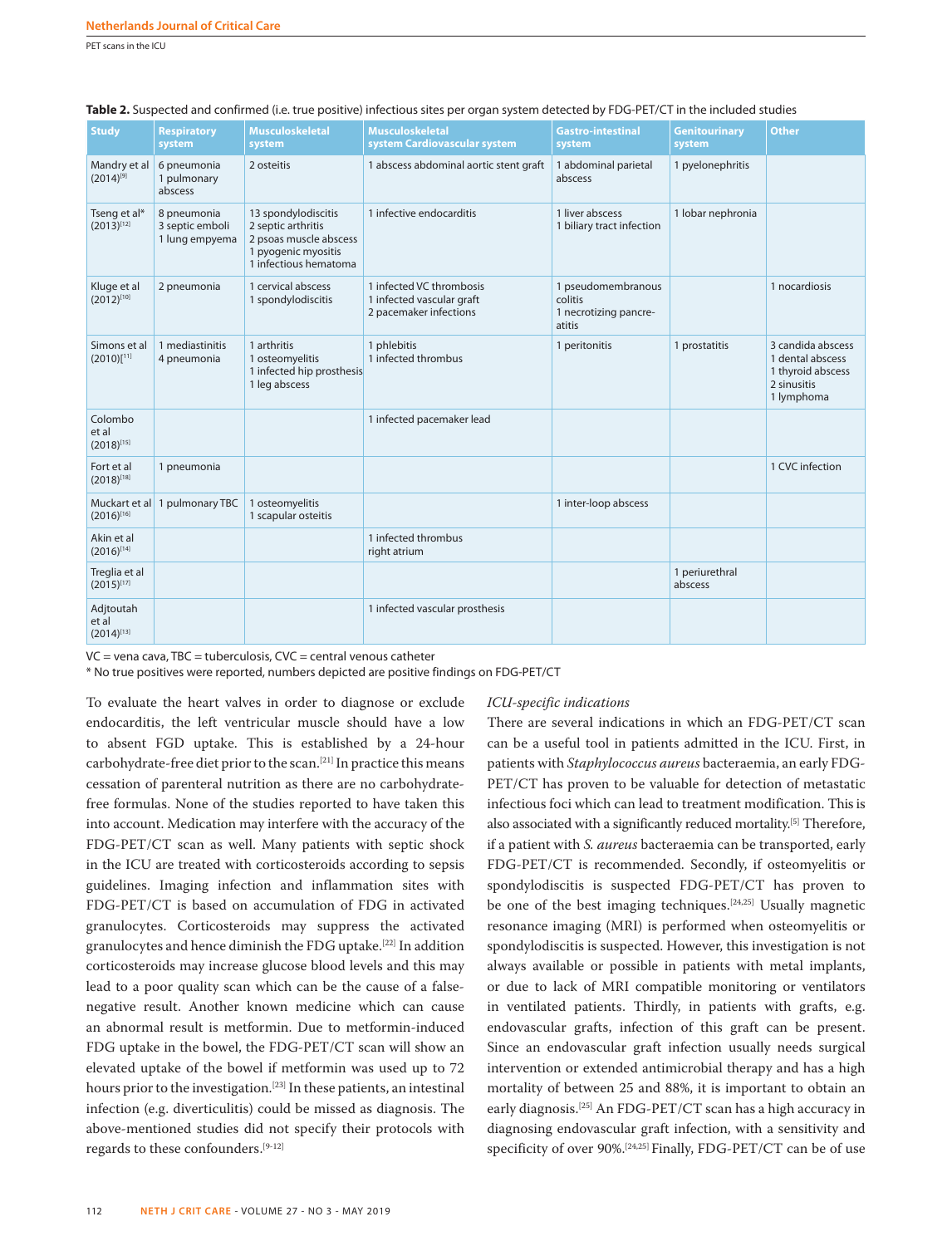**Table 2.** Suspected and confirmed (i.e. true positive) infectious sites per organ system detected by FDG-PET/CT in the included studies

| Study | Respiratory system | Musculoskeletal system | Musculoskeletal system Cardiovascular system | Gastro-intestinal system | Genitourinary system | Other |
|---|---|---|---|---|---|---|
| Mandry et al (2014)[9] | 6 pneumonia<br>1 pulmonary abscess | 2 osteitis | 1 abscess abdominal aortic stent graft | 1 abdominal parietal abscess | 1 pyelonephritis | |
| Tseng et al* (2013)[12] | 8 pneumonia<br>3 septic emboli<br>1 lung empyema | 13 spondylodiscitis<br>2 septic arthritis<br>2 psoas muscle abscess<br>1 pyogenic myositis<br>1 infectious hematoma | 1 infective endocarditis | 1 liver abscess<br>1 biliary tract infection | 1 lobar nephronia | |
| Kluge et al (2012)[10] | 2 pneumonia | 1 cervical abscess<br>1 spondylodiscitis | 1 infected VC thrombosis<br>1 infected vascular graft<br>2 pacemaker infections | 1 pseudomembranous colitis<br>1 necrotizing pancre-atitis | | 1 nocardiosis |
| Simons et al (2010)[11] | 1 mediastinitis<br>4 pneumonia | 1 arthritis<br>1 osteomyelitis<br>1 infected hip prosthesis<br>1 leg abscess | 1 phlebitis<br>1 infected thrombus | 1 peritonitis | 1 prostatitis | 3 candida abscess<br>1 dental abscess<br>1 thyroid abscess<br>2 sinusitis<br>1 lymphoma |
| Colombo et al (2018)[15] | | | 1 infected pacemaker lead | | | |
| Fort et al (2018)[18] | 1 pneumonia | | | | | 1 CVC infection |
| Muckart et al (2016)[16] | 1 pulmonary TBC | 1 osteomyelitis<br>1 scapular osteitis | | 1 inter-loop abscess | | |
| Akin et al (2016)[14] | | | 1 infected thrombus right atrium | | | |
| Treglia et al (2015)[17] | | | | | 1 periurethral abscess | |
| Adjtoutah et al (2014)[13] | | | 1 infected vascular prosthesis | | | |

VC = vena cava, TBC = tuberculosis, CVC = central venous catheter
\* No true positives were reported, numbers depicted are positive findings on FDG-PET/CT

To evaluate the heart valves in order to diagnose or exclude endocarditis, the left ventricular muscle should have a low to absent FGD uptake. This is established by a 24-hour carbohydrate-free diet prior to the scan.[21] In practice this means cessation of parenteral nutrition as there are no carbohydrate-free formulas. None of the studies reported to have taken this into account. Medication may interfere with the accuracy of the FDG-PET/CT scan as well. Many patients with septic shock in the ICU are treated with corticosteroids according to sepsis guidelines. Imaging infection and inflammation sites with FDG-PET/CT is based on accumulation of FDG in activated granulocytes. Corticosteroids may suppress the activated granulocytes and hence diminish the FDG uptake.[22] In addition corticosteroids may increase glucose blood levels and this may lead to a poor quality scan which can be the cause of a false-negative result. Another known medicine which can cause an abnormal result is metformin. Due to metformin-induced FDG uptake in the bowel, the FDG-PET/CT scan will show an elevated uptake of the bowel if metformin was used up to 72 hours prior to the investigation.[23] In these patients, an intestinal infection (e.g. diverticulitis) could be missed as diagnosis. The above-mentioned studies did not specify their protocols with regards to these confounders.[9-12]

*ICU-specific indications*

There are several indications in which an FDG-PET/CT scan can be a useful tool in patients admitted in the ICU. First, in patients with *Staphylococcus aureus* bacteraemia, an early FDG-PET/CT has proven to be valuable for detection of metastatic infectious foci which can lead to treatment modification. This is also associated with a significantly reduced mortality.[5] Therefore, if a patient with *S. aureus* bacteraemia can be transported, early FDG-PET/CT is recommended. Secondly, if osteomyelitis or spondylodiscitis is suspected FDG-PET/CT has proven to be one of the best imaging techniques.[24,25] Usually magnetic resonance imaging (MRI) is performed when osteomyelitis or spondylodiscitis is suspected. However, this investigation is not always available or possible in patients with metal implants, or due to lack of MRI compatible monitoring or ventilators in ventilated patients. Thirdly, in patients with grafts, e.g. endovascular grafts, infection of this graft can be present. Since an endovascular graft infection usually needs surgical intervention or extended antimicrobial therapy and has a high mortality of between 25 and 88%, it is important to obtain an early diagnosis.[25] An FDG-PET/CT scan has a high accuracy in diagnosing endovascular graft infection, with a sensitivity and specificity of over 90%.[24,25] Finally, FDG-PET/CT can be of use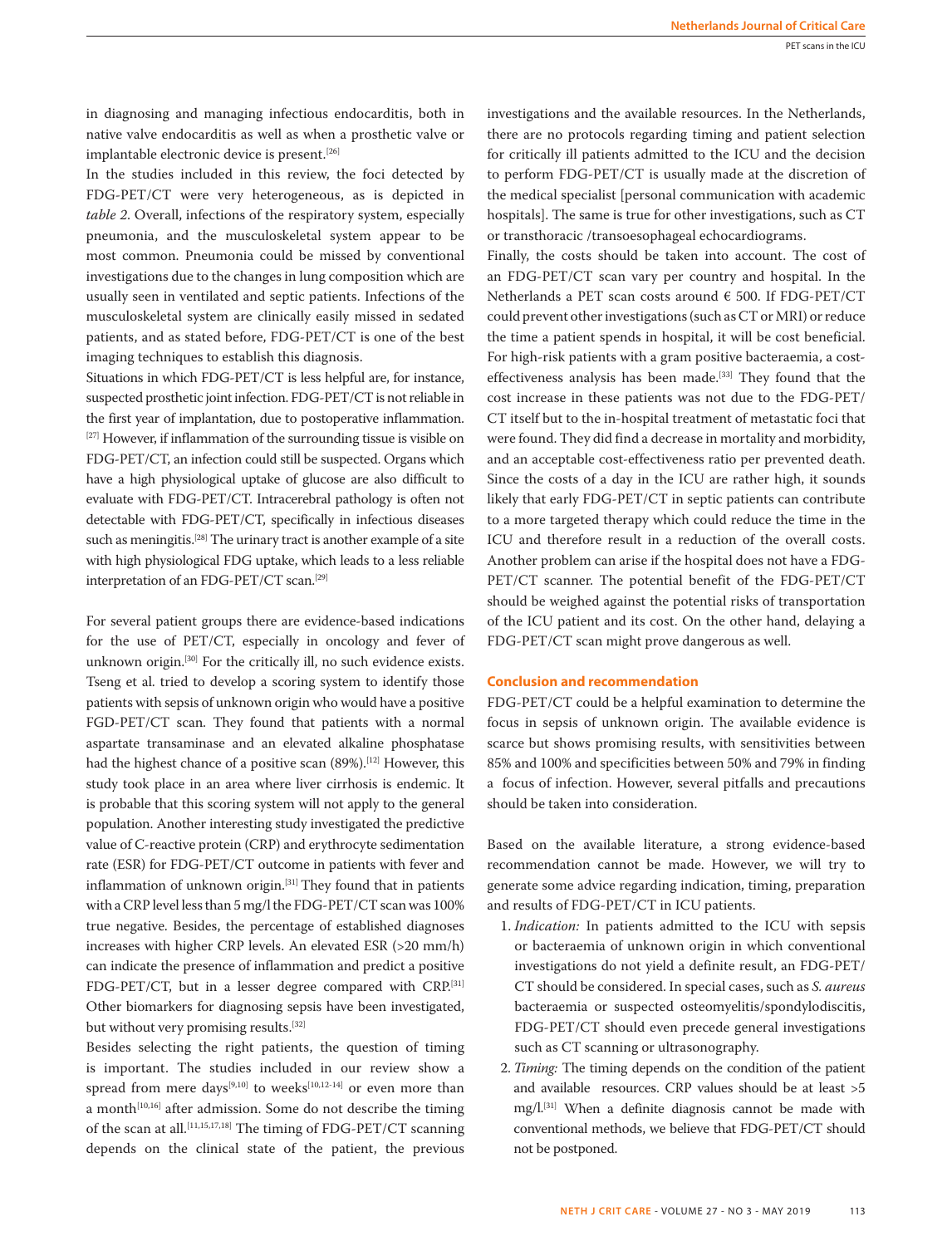in diagnosing and managing infectious endocarditis, both in native valve endocarditis as well as when a prosthetic valve or implantable electronic device is present.[26]

In the studies included in this review, the foci detected by FDG-PET/CT were very heterogeneous, as is depicted in *table 2*. Overall, infections of the respiratory system, especially pneumonia, and the musculoskeletal system appear to be most common. Pneumonia could be missed by conventional investigations due to the changes in lung composition which are usually seen in ventilated and septic patients. Infections of the musculoskeletal system are clinically easily missed in sedated patients, and as stated before, FDG-PET/CT is one of the best imaging techniques to establish this diagnosis.

Situations in which FDG-PET/CT is less helpful are, for instance, suspected prosthetic joint infection. FDG-PET/CT is not reliable in the first year of implantation, due to postoperative inflammation.[27] However, if inflammation of the surrounding tissue is visible on FDG-PET/CT, an infection could still be suspected. Organs which have a high physiological uptake of glucose are also difficult to evaluate with FDG-PET/CT. Intracerebral pathology is often not detectable with FDG-PET/CT, specifically in infectious diseases such as meningitis.[28] The urinary tract is another example of a site with high physiological FDG uptake, which leads to a less reliable interpretation of an FDG-PET/CT scan.[29]

For several patient groups there are evidence-based indications for the use of PET/CT, especially in oncology and fever of unknown origin.[30] For the critically ill, no such evidence exists. Tseng et al. tried to develop a scoring system to identify those patients with sepsis of unknown origin who would have a positive FGD-PET/CT scan. They found that patients with a normal aspartate transaminase and an elevated alkaline phosphatase had the highest chance of a positive scan (89%).[12] However, this study took place in an area where liver cirrhosis is endemic. It is probable that this scoring system will not apply to the general population. Another interesting study investigated the predictive value of C-reactive protein (CRP) and erythrocyte sedimentation rate (ESR) for FDG-PET/CT outcome in patients with fever and inflammation of unknown origin.[31] They found that in patients with a CRP level less than 5 mg/l the FDG-PET/CT scan was 100% true negative. Besides, the percentage of established diagnoses increases with higher CRP levels. An elevated ESR (>20 mm/h) can indicate the presence of inflammation and predict a positive FDG-PET/CT, but in a lesser degree compared with CRP.[31] Other biomarkers for diagnosing sepsis have been investigated, but without very promising results.[32]

Besides selecting the right patients, the question of timing is important. The studies included in our review show a spread from mere days[9,10] to weeks[10,12-14] or even more than a month[10,16] after admission. Some do not describe the timing of the scan at all.[11,15,17,18] The timing of FDG-PET/CT scanning depends on the clinical state of the patient, the previous investigations and the available resources. In the Netherlands, there are no protocols regarding timing and patient selection for critically ill patients admitted to the ICU and the decision to perform FDG-PET/CT is usually made at the discretion of the medical specialist [personal communication with academic hospitals]. The same is true for other investigations, such as CT or transthoracic /transoesophageal echocardiograms.

Finally, the costs should be taken into account. The cost of an FDG-PET/CT scan vary per country and hospital. In the Netherlands a PET scan costs around € 500. If FDG-PET/CT could prevent other investigations (such as CT or MRI) or reduce the time a patient spends in hospital, it will be cost beneficial. For high-risk patients with a gram positive bacteraemia, a cost-effectiveness analysis has been made.[33] They found that the cost increase in these patients was not due to the FDG-PET/CT itself but to the in-hospital treatment of metastatic foci that were found. They did find a decrease in mortality and morbidity, and an acceptable cost-effectiveness ratio per prevented death. Since the costs of a day in the ICU are rather high, it sounds likely that early FDG-PET/CT in septic patients can contribute to a more targeted therapy which could reduce the time in the ICU and therefore result in a reduction of the overall costs. Another problem can arise if the hospital does not have a FDG-PET/CT scanner. The potential benefit of the FDG-PET/CT should be weighed against the potential risks of transportation of the ICU patient and its cost. On the other hand, delaying a FDG-PET/CT scan might prove dangerous as well.

## Conclusion and recommendation

FDG-PET/CT could be a helpful examination to determine the focus in sepsis of unknown origin. The available evidence is scarce but shows promising results, with sensitivities between 85% and 100% and specificities between 50% and 79% in finding a focus of infection. However, several pitfalls and precautions should be taken into consideration.

Based on the available literature, a strong evidence-based recommendation cannot be made. However, we will try to generate some advice regarding indication, timing, preparation and results of FDG-PET/CT in ICU patients.

1. *Indication:* In patients admitted to the ICU with sepsis or bacteraemia of unknown origin in which conventional investigations do not yield a definite result, an FDG-PET/CT should be considered. In special cases, such as *S. aureus* bacteraemia or suspected osteomyelitis/spondylodiscitis, FDG-PET/CT should even precede general investigations such as CT scanning or ultrasonography.
2. *Timing:* The timing depends on the condition of the patient and available resources. CRP values should be at least >5 mg/l.[31] When a definite diagnosis cannot be made with conventional methods, we believe that FDG-PET/CT should not be postponed.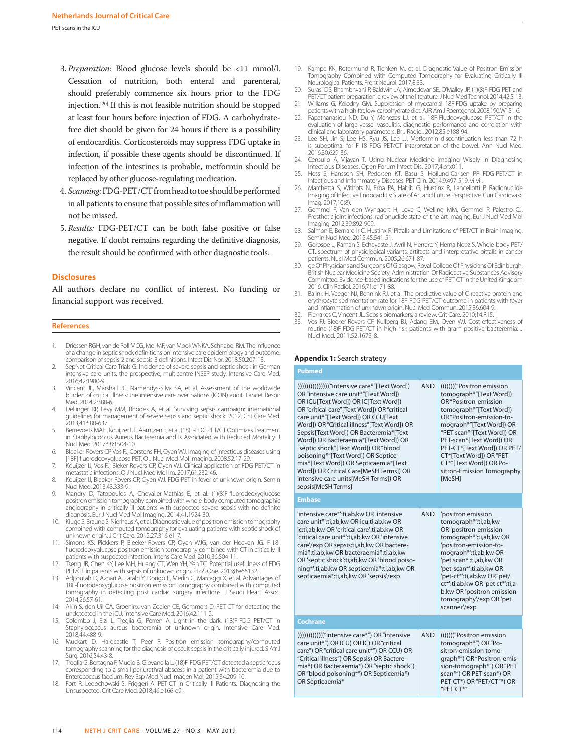3. *Preparation:* Blood glucose levels should be <11 mmol/l. Cessation of nutrition, both enteral and parenteral, should preferably commence six hours prior to the FDG injection.[20] If this is not feasible nutrition should be stopped at least four hours before injection of FDG. A carbohydrate-free diet should be given for 24 hours if there is a possibility of endocarditis. Corticosteroids may suppress FDG uptake in infection, if possible these agents should be discontinued. If infection of the intestines is probable, metformin should be replaced by other glucose-regulating medication.
4. *Scanning:* FDG-PET/CT from head to toe should be performed in all patients to ensure that possible sites of inflammation will not be missed.
5. *Results:* FDG-PET/CT can be both false positive or false negative. If doubt remains regarding the definitive diagnosis, the result should be confirmed with other diagnostic tools.

## Disclosures

All authors declare no conflict of interest. No funding or financial support was received.

## References

1. Driessen RGH, van de Poll MCG, Mol MF, van Mook WNKA, Schnabel RM. The influence of a change in septic shock definitions on intensive care epidemiology and outcome: comparison of sepsis-2 and sepsis-3 definitions. Infect Dis-Nor. 2018;50:207-13.
2. SepNet Critical Care Trials G. Incidence of severe sepsis and septic shock in German intensive care units: the prospective, multicentre INSEP study. Intensive Care Med. 2016;42:1980-9.
3. Vincent JL, Marshall JC, Namendys-Silva SA, et al. Assessment of the worldwide burden of critical illness: the intensive care over nations (ICON) audit. Lancet Respir Med. 2014;2:380-6.
4. Dellinger RP, Levy MM, Rhodes A, et al. Surviving sepsis campaign: international guidelines for management of severe sepsis and septic shock: 2012. Crit Care Med. 2013;41:580-637.
5. Berrevoets MAH, Kouijzer IJE, Aarntzen E, et al. (18)F-FDG PET/CT Optimizes Treatment in Staphylococcus Aureus Bacteremia and Is Associated with Reduced Mortality. J Nucl Med. 2017;58:1504-10.
6. Bleeker-Rovers CP, Vos FJ, Corstens FH, Oyen WJ. Imaging of infectious diseases using [18F] fluorodeoxyglucose PET. Q J Nucl Med Mol Imaging. 2008;52:17-29.
7. Kouijzer IJ, Vos FJ, Bleeker-Rovers CP, Oyen WJ. Clinical application of FDG-PET/CT in metastatic infections. Q J Nucl Med Mol Im. 2017;61:232-46.
8. Kouijzer IJ, Bleeker-Rovers CP, Oyen WJ. FDG-PET in fever of unknown origin. Semin Nucl Med. 2013;43:333-9.
9. Mandry D, Tatopoulos A, Chevalier-Mathias E, et al. (1)(8)F-fluorodeoxyglucose positron emission tomography combined with whole-body computed tomographic angiography in critically ill patients with suspected severe sepsis with no definite diagnosis. Eur J Nucl Med Mol Imaging. 2014;41:1924-30.
10. Kluge S, Braune S, Nierhaus A, et al. Diagnostic value of positron emission tomography combined with computed tomography for evaluating patients with septic shock of unknown origin. J Crit Care. 2012;27:316 e1-7.
11. Simons KS, Pickkers P, Bleeker-Rovers CP, Oyen WJG, van der Hoeven JG. F-18-fluorodeoxyglucose positron emission tomography combined with CT in critically ill patients with suspected infection. Intens Care Med. 2010;36:504-11.
12. Tseng JR, Chen KY, Lee MH, Huang CT, Wen YH, Yen TC. Potential usefulness of FDG PET/CT in patients with sepsis of unknown origin. PLoS One. 2013;8:e66132.
13. Adjtoutah D, Azhari A, Larabi Y, Dorigo E, Merlin C, Marcaggi X, et al. Advantages of 18F-fluorodeoxyglucose positron emission tomography combined with computed tomography in detecting post cardiac surgery infections. J Saudi Heart Assoc. 2014;26:57-61.
14. Akin S, den Uil CA, Groeninx van Zoelen CE, Gommers D. PET-CT for detecting the undetected in the ICU. Intensive Care Med. 2016;42:111-2.
15. Colombo J, Elzi L, Treglia G, Perren A. Light in the dark: (18)F-FDG PET/CT in Staphylococcus aureus bacteremia of unknown origin. Intensive Care Med. 2018;44:488-9.
16. Muckart D, Hardcastle T, Peer F. Positron emission tomography/computed tomography scanning for the diagnosis of occult sepsis in the critically injured. S Afr J Surg. 2016;54:43-8.
17. Treglia G, Bertagna F, Muoio B, Giovanella L. (18)F-FDG PET/CT detected a septic focus corresponding to a small periurethral abscess in a patient with bacteremia due to Enterococcus faecium. Rev Esp Med Nucl Imagen Mol. 2015;34:209-10.
18. Fort R, Ledochowski S, Friggeri A. PET-CT in Critically Ill Patients: Diagnosing the Unsuspected. Crit Care Med. 2018;46:e166-e9.
19. Kampe KK, Rotermund R, Tienken M, et al. Diagnostic Value of Positron Emission Tomography Combined with Computed Tomography for Evaluating Critically Ill Neurological Patients. Front Neurol. 2017;8:33.
20. Surasi DS, Bhambhvani P, Baldwin JA, Almodovar SE, O'Malley JP. (1)(8)F-FDG PET and PET/CT patient preparation: a review of the literature. J Nucl Med Technol. 2014;42:5-13.
21. Williams G, Kolodny GM. Suppression of myocardial 18F-FDG uptake by preparing patients with a high-fat, low-carbohydrate diet. AJR Am J Roentgenol. 2008;190:W151-6.
22. Papathanasiou ND, Du Y, Menezes LJ, et al. 18F-Fludeoxyglucose PET/CT in the evaluation of large-vessel vasculitis: diagnostic performance and correlation with clinical and laboratory parameters. Br J Radiol. 2012;85:e188-94.
23. Lee SH, Jin S, Lee HS, Ryu JS, Lee JJ. Metformin discontinuation less than 72 h is suboptimal for F-18 FDG PET/CT interpretation of the bowel. Ann Nucl Med. 2016;30:629-36.
24. Censullo A, Vijayan T. Using Nuclear Medicine Imaging Wisely in Diagnosing Infectious Diseases. Open Forum Infect Dis. 2017;4:ofx011.
25. Hess S, Hansson SH, Pedersen KT, Basu S, Hoilund-Carlsen PF. FDG-PET/CT in Infectious and Inflammatory Diseases. PET Clin. 2014;9:497-519, vi-vii.
26. Marchetta S, Withofs N, Erba PA, Habib G, Hustinx R, Lancellotti P. Radionuclide Imaging of Infective Endocarditis: State of Art and Future Perspective. Curr Cardiovasc Imag. 2017;10(8).
27. Gemmel F, Van den Wyngaert H, Love C, Welling MM, Gemmel P, Palestro CJ. Prosthetic joint infections: radionuclide state-of-the-art imaging. Eur J Nucl Med Mol Imaging. 2012;39:892-909.
28. Salmon E, Bernard Ir C, Hustinx R. Pitfalls and Limitations of PET/CT in Brain Imaging. Semin Nucl Med. 2015;45:541-51.
29. Gorospe L, Raman S, Echeveste J, Avril N, Herrero Y, Herna Ndez S. Whole-body PET/CT: spectrum of physiological variants, artifacts and interpretative pitfalls in cancer patients. Nucl Med Commun. 2005;26:671-87.
30. ge Of Physicians and Surgeons Of Glasgow, Royal College Of Physicians Of Edinburgh, British Nuclear Medicine Society, Administration Of Radioactive Substances Advisory Committee. Evidence-based indications for the use of PET-CT in the United Kingdom 2016. Clin Radiol. 2016;71:e171-88.
31. Balink H, Veeger NJ, Bennink RJ, et al. The predictive value of C-reactive protein and erythrocyte sedimentation rate for 18F-FDG PET/CT outcome in patients with fever and inflammation of unknown origin. Nucl Med Commun. 2015;36:604-9.
32. Pierrakos C, Vincent JL. Sepsis biomarkers: a review. Crit Care. 2010;14:R15.
33. Vos FJ, Bleeker-Rovers CP, Kullberg BJ, Adang EM, Oyen WJ. Cost-effectiveness of routine (18)F-FDG PET/CT in high-risk patients with gram-positive bacteremia. J Nucl Med. 2011;52:1673-8.

**Appendix 1:** Search strategy

| | | |
|---|---|---|
| **Pubmed** | | |
| ((((((((((((((((("intensive care*"[Text Word]) OR "intensive care unit*"[Text Word]) OR ICU[Text Word]) OR IC[Text Word]) OR "critical care"[Text Word]) OR "critical care unit*"[Text Word]) OR CCU[Text Word]) OR "Critical illness"[Text Word]) OR Sepsis[Text Word]) OR Bacteremia*[Text Word]) OR Bacteraemia*[Text Word]) OR "septic shock"[Text Word]) OR "blood poisoning*"[Text Word]) OR Septicemia*[Text Word]) OR Septicaemia*[Text Word]) OR Critical Care[MeSH Terms]) OR intensive care units[MeSH Terms]) OR sepsis[MeSH Terms] | AND | (((((((("Positron emission tomograph*"[Text Word]) OR "Positron-emission tomograph*"[Text Word]) OR "Positron-emission-to-mograph*"[Text Word]) OR "PET scan*"[Text Word]) OR PET-scan*[Text Word]) OR PET-CT*[Text Word]) OR PET/CT*[Text Word]) OR "PET CT*"[Text Word]) OR Positron-Emission Tomography [MeSH] |
| **Embase** | | |
| 'intensive care*':ti,ab,kw OR 'intensive care unit*':ti,ab,kw OR icu:ti,ab,kw OR ic:ti,ab,kw OR 'critical care':ti,ab,kw OR 'critical care unit*':ti,ab,kw OR 'intensive care'/exp OR sepsis:ti,ab,kw OR bacteremia*:ti,ab,kw OR bacteraemia*:ti,ab,kw OR 'septic shock':ti,ab,kw OR 'blood poisoning*':ti,ab,kw OR septicemia*:ti,ab,kw OR septicaemia*:ti,ab,kw OR 'sepsis'/exp | AND | 'positron emission tomograph*':ti,ab,kw OR 'positron-emission tomograph*':ti,ab,kw OR 'positron-emission-to-mograph*':ti,ab,kw OR 'pet scan*':ti,ab,kw OR 'pet-scan*':ti,ab,kw OR 'pet-ct*':ti,ab,kw OR 'pet/ct*':ti,ab,kw OR 'pet ct*':ti,ab,kw OR 'positron emission tomography'/exp OR 'pet scanner'/exp |
| **Cochrane** | | |
| ((((((((((((("intensive care*") OR "intensive care unit*") OR ICU) OR IC) OR "critical care") OR "critical care unit*") OR CCU) OR "Critical illness") OR Sepsis) OR Bacteremia*) OR Bacteraemia*) OR "septic shock") OR "blood poisoning*") OR Septicemia*) OR Septicaemia* | AND | ((((((("Positron emission tomograph*") OR "Positron-emission tomograph*") OR "Positron-emission-tomograph*") OR "PET scan*") OR PET-scan*) OR PET-CT*) OR "PET/CT*") OR "PET CT*" |